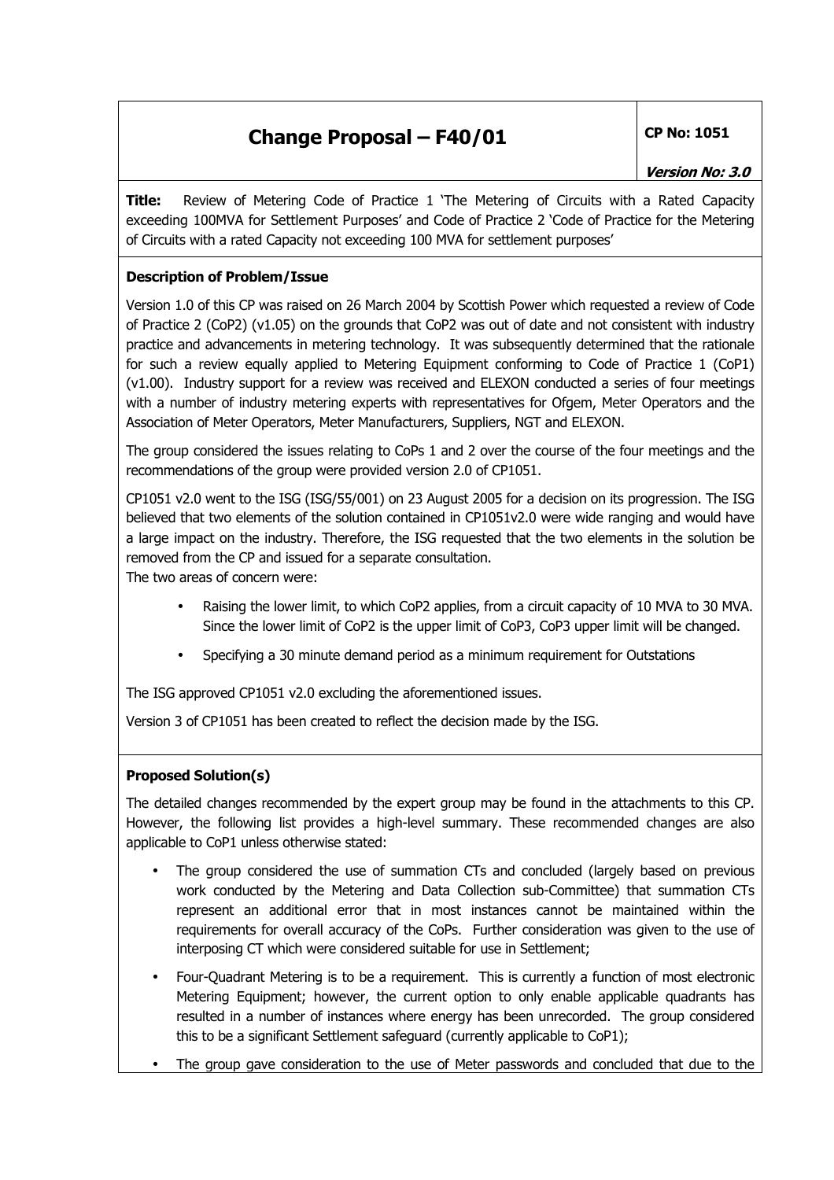# Change Proposal – F40/01

**CP No: 1051**

***Version No: 3.0***

**Title:** Review of Metering Code of Practice 1 'The Metering of Circuits with a Rated Capacity exceeding 100MVA for Settlement Purposes' and Code of Practice 2 'Code of Practice for the Metering of Circuits with a rated Capacity not exceeding 100 MVA for settlement purposes'

**Description of Problem/Issue**

Version 1.0 of this CP was raised on 26 March 2004 by Scottish Power which requested a review of Code of Practice 2 (CoP2) (v1.05) on the grounds that CoP2 was out of date and not consistent with industry practice and advancements in metering technology. It was subsequently determined that the rationale for such a review equally applied to Metering Equipment conforming to Code of Practice 1 (CoP1) (v1.00). Industry support for a review was received and ELEXON conducted a series of four meetings with a number of industry metering experts with representatives for Ofgem, Meter Operators and the Association of Meter Operators, Meter Manufacturers, Suppliers, NGT and ELEXON.

The group considered the issues relating to CoPs 1 and 2 over the course of the four meetings and the recommendations of the group were provided version 2.0 of CP1051.

CP1051 v2.0 went to the ISG (ISG/55/001) on 23 August 2005 for a decision on its progression. The ISG believed that two elements of the solution contained in CP1051v2.0 were wide ranging and would have a large impact on the industry. Therefore, the ISG requested that the two elements in the solution be removed from the CP and issued for a separate consultation.

The two areas of concern were:

- Raising the lower limit, to which CoP2 applies, from a circuit capacity of 10 MVA to 30 MVA. Since the lower limit of CoP2 is the upper limit of CoP3, CoP3 upper limit will be changed.
- Specifying a 30 minute demand period as a minimum requirement for Outstations

The ISG approved CP1051 v2.0 excluding the aforementioned issues.

Version 3 of CP1051 has been created to reflect the decision made by the ISG.

**Proposed Solution(s)**

The detailed changes recommended by the expert group may be found in the attachments to this CP. However, the following list provides a high-level summary. These recommended changes are also applicable to CoP1 unless otherwise stated:

- The group considered the use of summation CTs and concluded (largely based on previous work conducted by the Metering and Data Collection sub-Committee) that summation CTs represent an additional error that in most instances cannot be maintained within the requirements for overall accuracy of the CoPs. Further consideration was given to the use of interposing CT which were considered suitable for use in Settlement;
- Four-Quadrant Metering is to be a requirement. This is currently a function of most electronic Metering Equipment; however, the current option to only enable applicable quadrants has resulted in a number of instances where energy has been unrecorded. The group considered this to be a significant Settlement safeguard (currently applicable to CoP1);
- The group gave consideration to the use of Meter passwords and concluded that due to the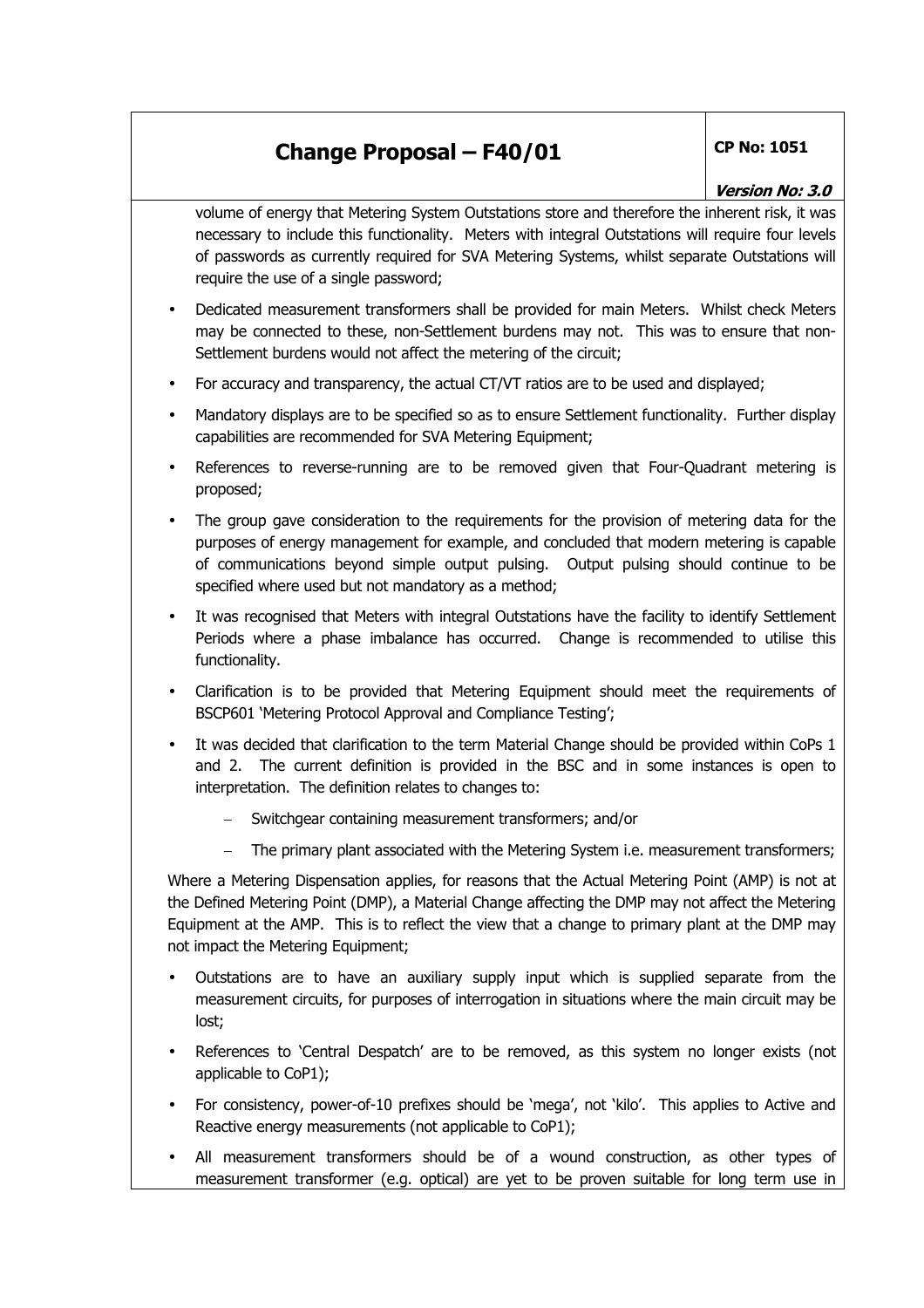volume of energy that Metering System Outstations store and therefore the inherent risk, it was necessary to include this functionality. Meters with integral Outstations will require four levels of passwords as currently required for SVA Metering Systems, whilst separate Outstations will require the use of a single password;

- Dedicated measurement transformers shall be provided for main Meters. Whilst check Meters may be connected to these, non-Settlement burdens may not. This was to ensure that non-Settlement burdens would not affect the metering of the circuit;
- For accuracy and transparency, the actual CT/VT ratios are to be used and displayed;
- Mandatory displays are to be specified so as to ensure Settlement functionality. Further display capabilities are recommended for SVA Metering Equipment;
- References to reverse-running are to be removed given that Four-Quadrant metering is proposed;
- The group gave consideration to the requirements for the provision of metering data for the purposes of energy management for example, and concluded that modern metering is capable of communications beyond simple output pulsing. Output pulsing should continue to be specified where used but not mandatory as a method;
- It was recognised that Meters with integral Outstations have the facility to identify Settlement Periods where a phase imbalance has occurred. Change is recommended to utilise this functionality.
- Clarification is to be provided that Metering Equipment should meet the requirements of BSCP601 'Metering Protocol Approval and Compliance Testing';
- It was decided that clarification to the term Material Change should be provided within CoPs 1 and 2. The current definition is provided in the BSC and in some instances is open to interpretation. The definition relates to changes to:
  - Switchgear containing measurement transformers; and/or
  - The primary plant associated with the Metering System i.e. measurement transformers;

Where a Metering Dispensation applies, for reasons that the Actual Metering Point (AMP) is not at the Defined Metering Point (DMP), a Material Change affecting the DMP may not affect the Metering Equipment at the AMP. This is to reflect the view that a change to primary plant at the DMP may not impact the Metering Equipment;

- Outstations are to have an auxiliary supply input which is supplied separate from the measurement circuits, for purposes of interrogation in situations where the main circuit may be lost;
- References to 'Central Despatch' are to be removed, as this system no longer exists (not applicable to CoP1);
- For consistency, power-of-10 prefixes should be 'mega', not 'kilo'. This applies to Active and Reactive energy measurements (not applicable to CoP1);
- All measurement transformers should be of a wound construction, as other types of measurement transformer (e.g. optical) are yet to be proven suitable for long term use in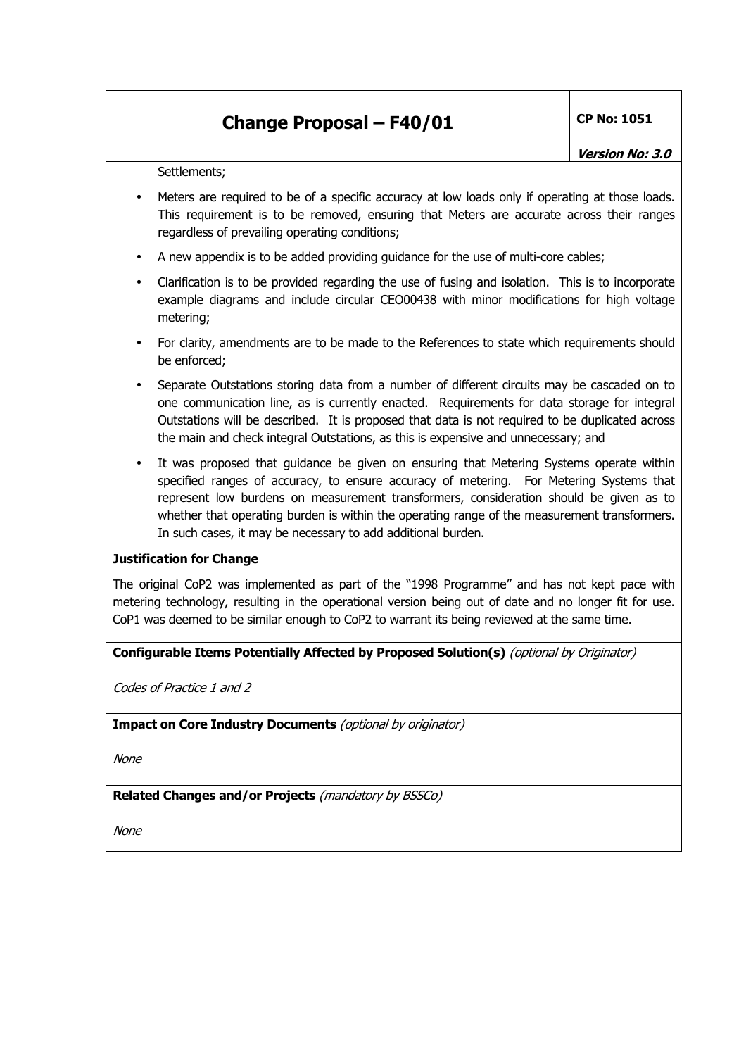Settlements;

- Meters are required to be of a specific accuracy at low loads only if operating at those loads. This requirement is to be removed, ensuring that Meters are accurate across their ranges regardless of prevailing operating conditions;
- A new appendix is to be added providing guidance for the use of multi-core cables;
- Clarification is to be provided regarding the use of fusing and isolation. This is to incorporate example diagrams and include circular CEO00438 with minor modifications for high voltage metering;
- For clarity, amendments are to be made to the References to state which requirements should be enforced;
- Separate Outstations storing data from a number of different circuits may be cascaded on to one communication line, as is currently enacted. Requirements for data storage for integral Outstations will be described. It is proposed that data is not required to be duplicated across the main and check integral Outstations, as this is expensive and unnecessary; and
- It was proposed that guidance be given on ensuring that Metering Systems operate within specified ranges of accuracy, to ensure accuracy of metering. For Metering Systems that represent low burdens on measurement transformers, consideration should be given as to whether that operating burden is within the operating range of the measurement transformers. In such cases, it may be necessary to add additional burden.

**Justification for Change**

The original CoP2 was implemented as part of the "1998 Programme" and has not kept pace with metering technology, resulting in the operational version being out of date and no longer fit for use. CoP1 was deemed to be similar enough to CoP2 to warrant its being reviewed at the same time.

**Configurable Items Potentially Affected by Proposed Solution(s)** *(optional by Originator)*

*Codes of Practice 1 and 2*

**Impact on Core Industry Documents** *(optional by originator)*

*None*

**Related Changes and/or Projects** *(mandatory by BSSCo)*

*None*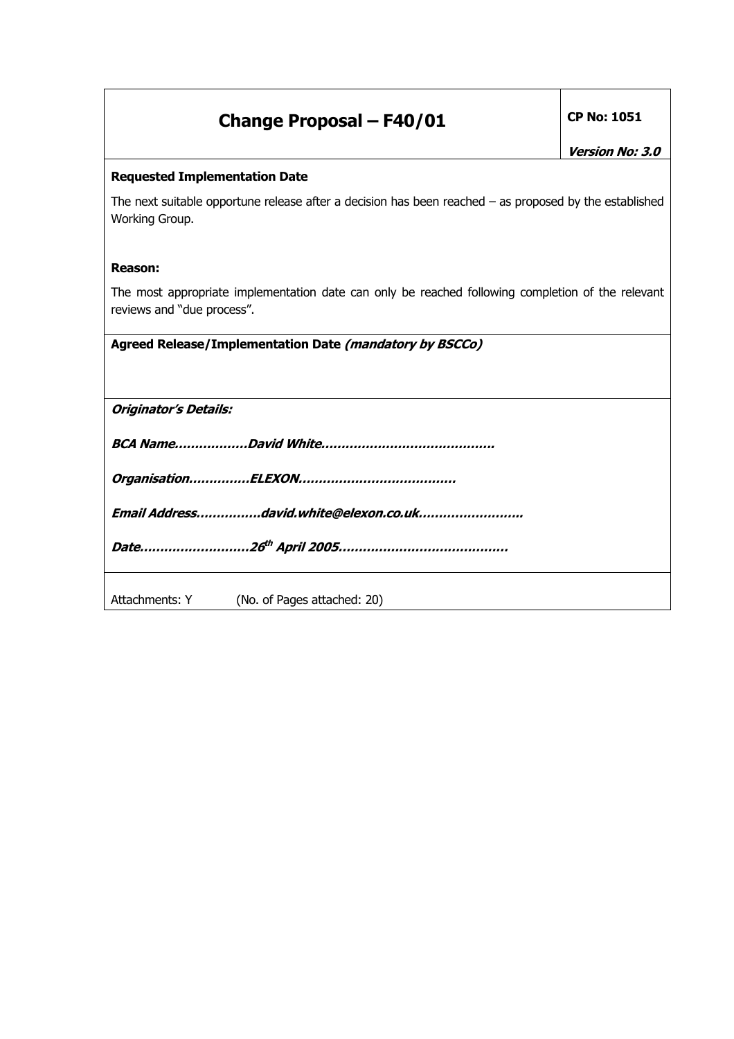| **Change Proposal – F40/01** | **CP No: 1051** <br> ***Version No: 3.0*** |
|---|---|

**Requested Implementation Date**

The next suitable opportune release after a decision has been reached – as proposed by the established Working Group.

**Reason:**

The most appropriate implementation date can only be reached following completion of the relevant reviews and "due process".

**Agreed Release/Implementation Date *(mandatory by BSCCo)***

***Originator's Details:***

***BCA Name……………..David White…………………………………….***

***Organisation…………..ELEXON…………………………………***

***Email Address……………david.white@elexon.co.uk……………………..***

***Date………………………26th April 2005……………………………………***

Attachments: Y (No. of Pages attached: 20)